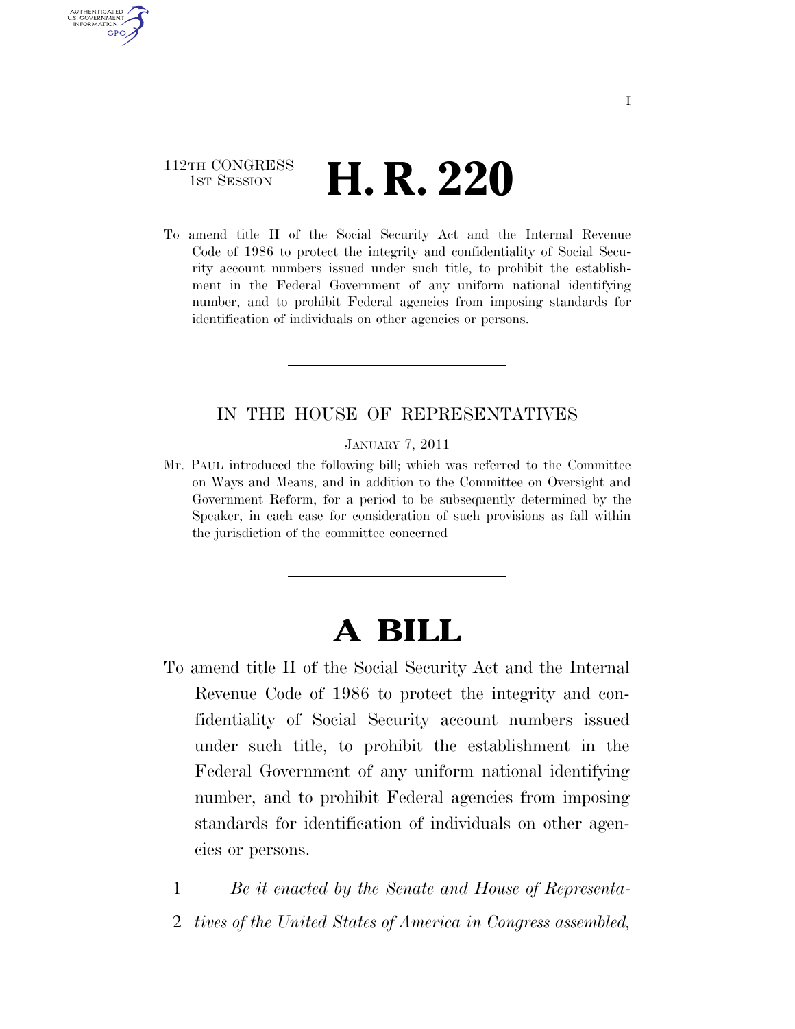112TH CONGRESS
1ST SESSION

# H. R. 220

To amend title II of the Social Security Act and the Internal Revenue Code of 1986 to protect the integrity and confidentiality of Social Security account numbers issued under such title, to prohibit the establishment in the Federal Government of any uniform national identifying number, and to prohibit Federal agencies from imposing standards for identification of individuals on other agencies or persons.

---

IN THE HOUSE OF REPRESENTATIVES

JANUARY 7, 2011

Mr. PAUL introduced the following bill; which was referred to the Committee on Ways and Means, and in addition to the Committee on Oversight and Government Reform, for a period to be subsequently determined by the Speaker, in each case for consideration of such provisions as fall within the jurisdiction of the committee concerned

---

# A BILL

To amend title II of the Social Security Act and the Internal Revenue Code of 1986 to protect the integrity and confidentiality of Social Security account numbers issued under such title, to prohibit the establishment in the Federal Government of any uniform national identifying number, and to prohibit Federal agencies from imposing standards for identification of individuals on other agencies or persons.

1 *Be it enacted by the Senate and House of Representa-*
2 *tives of the United States of America in Congress assembled,*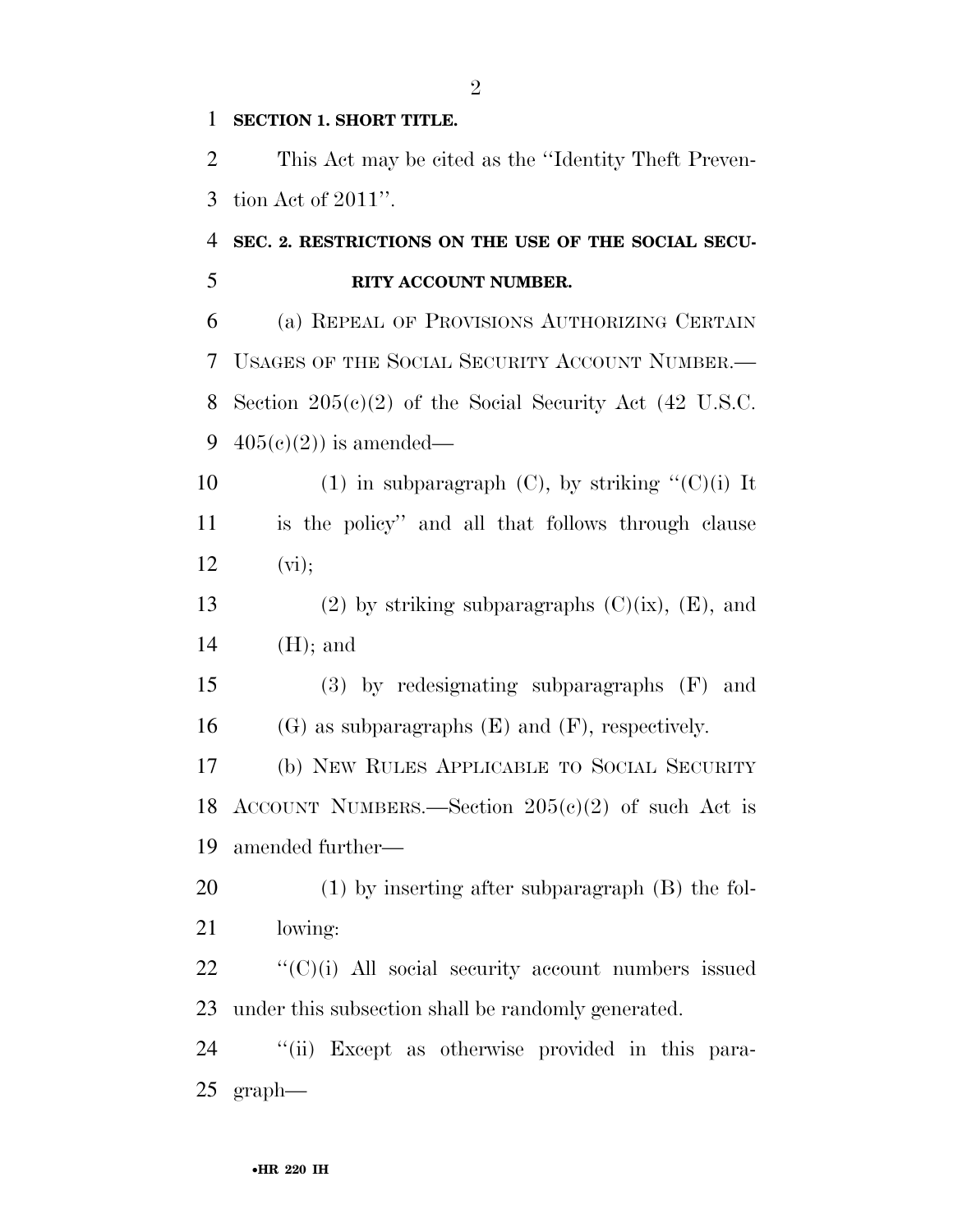**SECTION 1. SHORT TITLE.**

This Act may be cited as the ''Identity Theft Prevention Act of 2011''.

**SEC. 2. RESTRICTIONS ON THE USE OF THE SOCIAL SECURITY ACCOUNT NUMBER.**

(a) REPEAL OF PROVISIONS AUTHORIZING CERTAIN USAGES OF THE SOCIAL SECURITY ACCOUNT NUMBER.—Section 205(c)(2) of the Social Security Act (42 U.S.C. 405(c)(2)) is amended—

(1) in subparagraph (C), by striking ''(C)(i) It is the policy'' and all that follows through clause (vi);

(2) by striking subparagraphs (C)(ix), (E), and (H); and

(3) by redesignating subparagraphs (F) and (G) as subparagraphs (E) and (F), respectively.

(b) NEW RULES APPLICABLE TO SOCIAL SECURITY ACCOUNT NUMBERS.—Section 205(c)(2) of such Act is amended further—

(1) by inserting after subparagraph (B) the following:

''(C)(i) All social security account numbers issued under this subsection shall be randomly generated.

''(ii) Except as otherwise provided in this paragraph—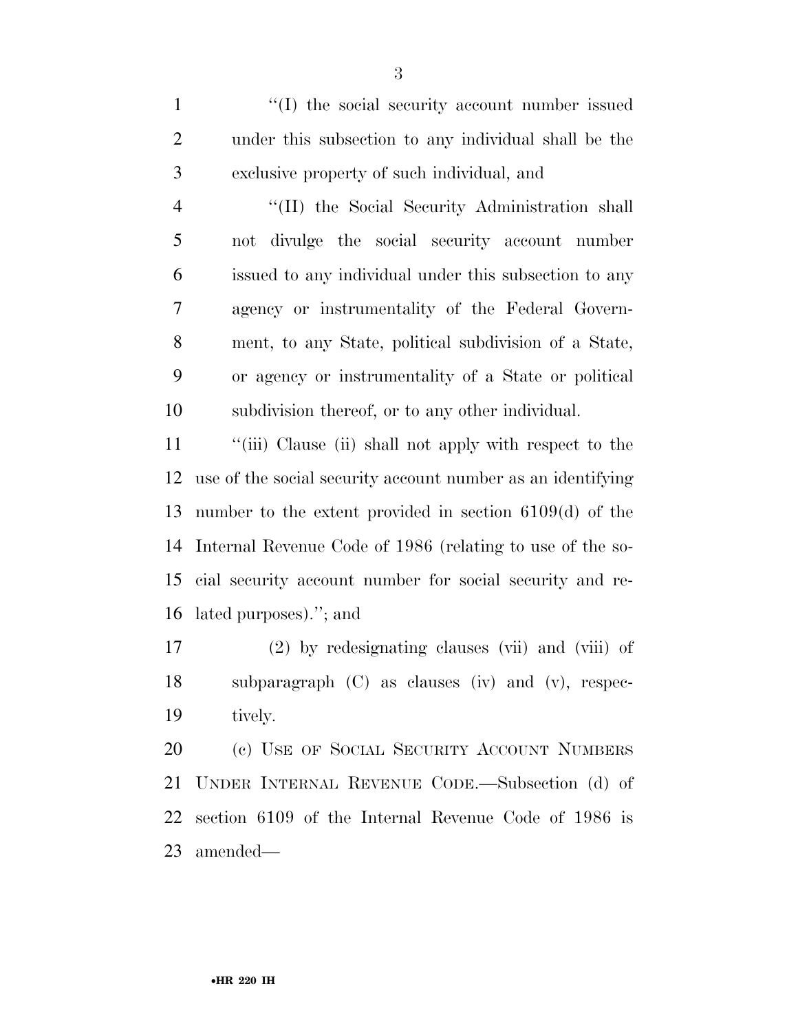"(I) the social security account number issued under this subsection to any individual shall be the exclusive property of such individual, and

"(II) the Social Security Administration shall not divulge the social security account number issued to any individual under this subsection to any agency or instrumentality of the Federal Government, to any State, political subdivision of a State, or agency or instrumentality of a State or political subdivision thereof, or to any other individual.

"(iii) Clause (ii) shall not apply with respect to the use of the social security account number as an identifying number to the extent provided in section 6109(d) of the Internal Revenue Code of 1986 (relating to use of the social security account number for social security and related purposes)."; and

(2) by redesignating clauses (vii) and (viii) of subparagraph (C) as clauses (iv) and (v), respectively.

(c) USE OF SOCIAL SECURITY ACCOUNT NUMBERS UNDER INTERNAL REVENUE CODE.—Subsection (d) of section 6109 of the Internal Revenue Code of 1986 is amended—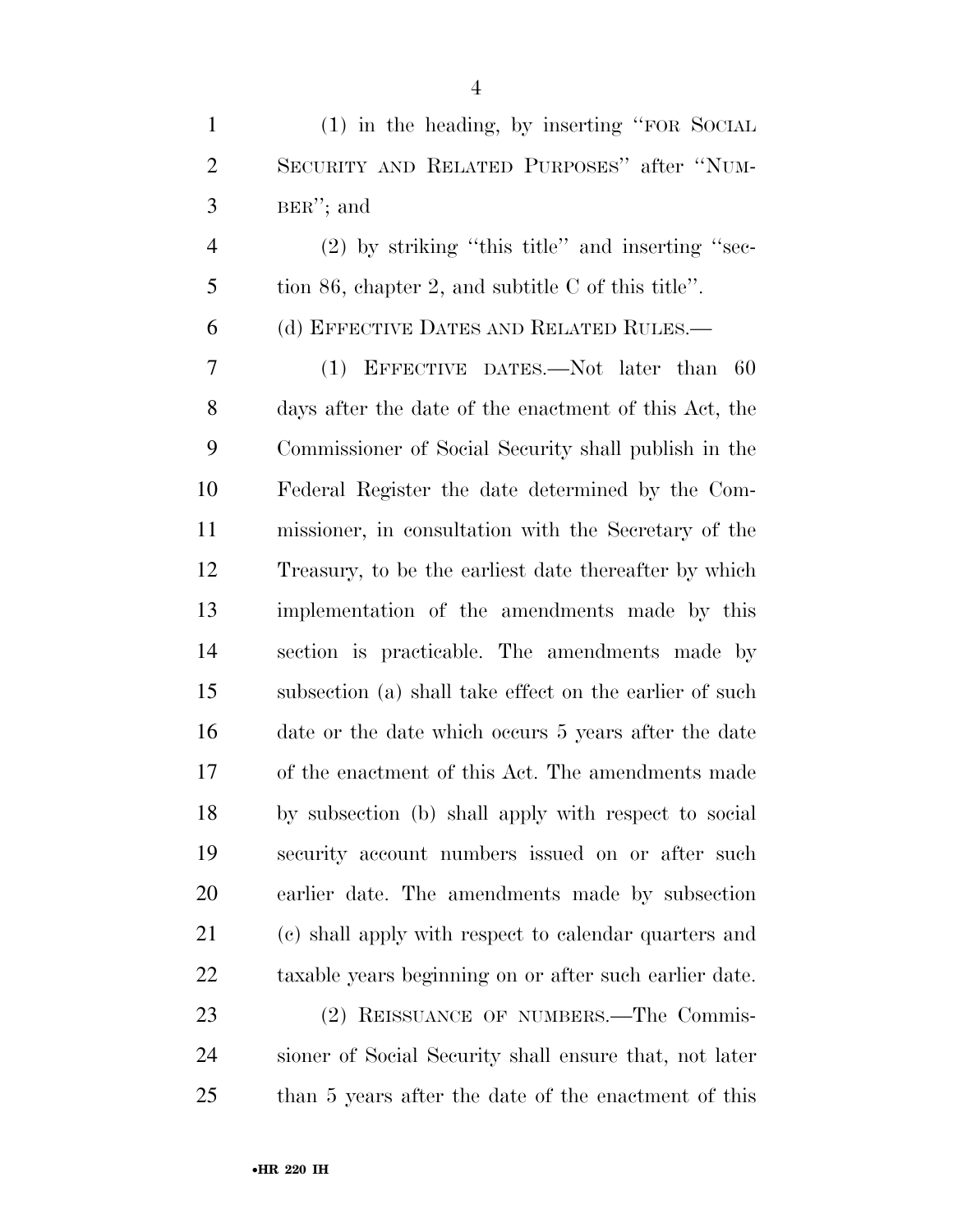(1) in the heading, by inserting "FOR SOCIAL SECURITY AND RELATED PURPOSES" after "NUMBER"; and

(2) by striking "this title" and inserting "section 86, chapter 2, and subtitle C of this title".

(d) EFFECTIVE DATES AND RELATED RULES.—

(1) EFFECTIVE DATES.—Not later than 60 days after the date of the enactment of this Act, the Commissioner of Social Security shall publish in the Federal Register the date determined by the Commissioner, in consultation with the Secretary of the Treasury, to be the earliest date thereafter by which implementation of the amendments made by this section is practicable. The amendments made by subsection (a) shall take effect on the earlier of such date or the date which occurs 5 years after the date of the enactment of this Act. The amendments made by subsection (b) shall apply with respect to social security account numbers issued on or after such earlier date. The amendments made by subsection (c) shall apply with respect to calendar quarters and taxable years beginning on or after such earlier date.

(2) REISSUANCE OF NUMBERS.—The Commissioner of Social Security shall ensure that, not later than 5 years after the date of the enactment of this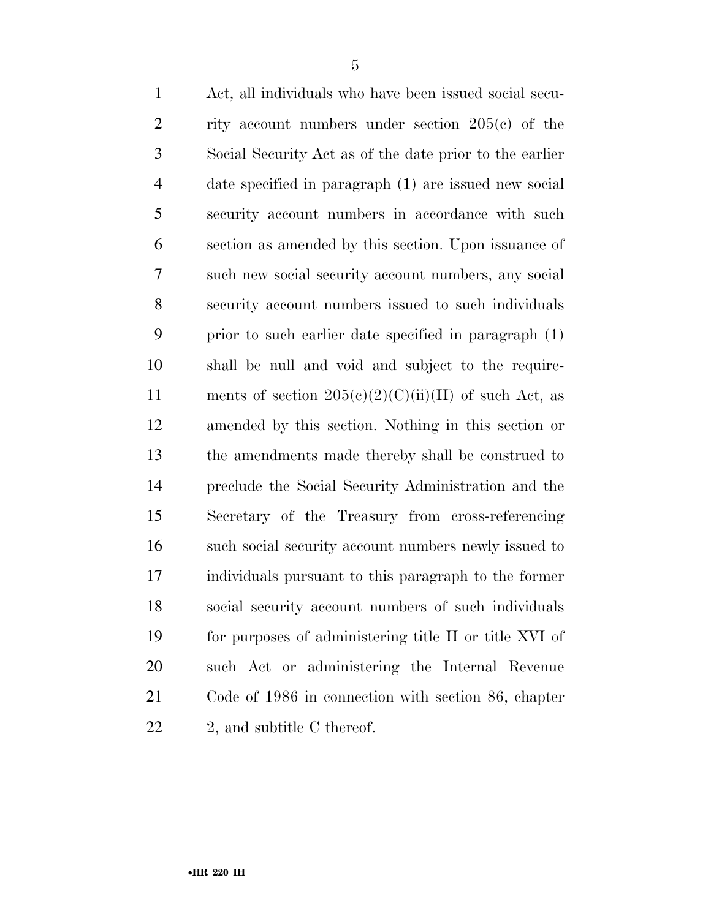Act, all individuals who have been issued social security account numbers under section 205(c) of the Social Security Act as of the date prior to the earlier date specified in paragraph (1) are issued new social security account numbers in accordance with such section as amended by this section. Upon issuance of such new social security account numbers, any social security account numbers issued to such individuals prior to such earlier date specified in paragraph (1) shall be null and void and subject to the requirements of section 205(c)(2)(C)(ii)(II) of such Act, as amended by this section. Nothing in this section or the amendments made thereby shall be construed to preclude the Social Security Administration and the Secretary of the Treasury from cross-referencing such social security account numbers newly issued to individuals pursuant to this paragraph to the former social security account numbers of such individuals for purposes of administering title II or title XVI of such Act or administering the Internal Revenue Code of 1986 in connection with section 86, chapter 2, and subtitle C thereof.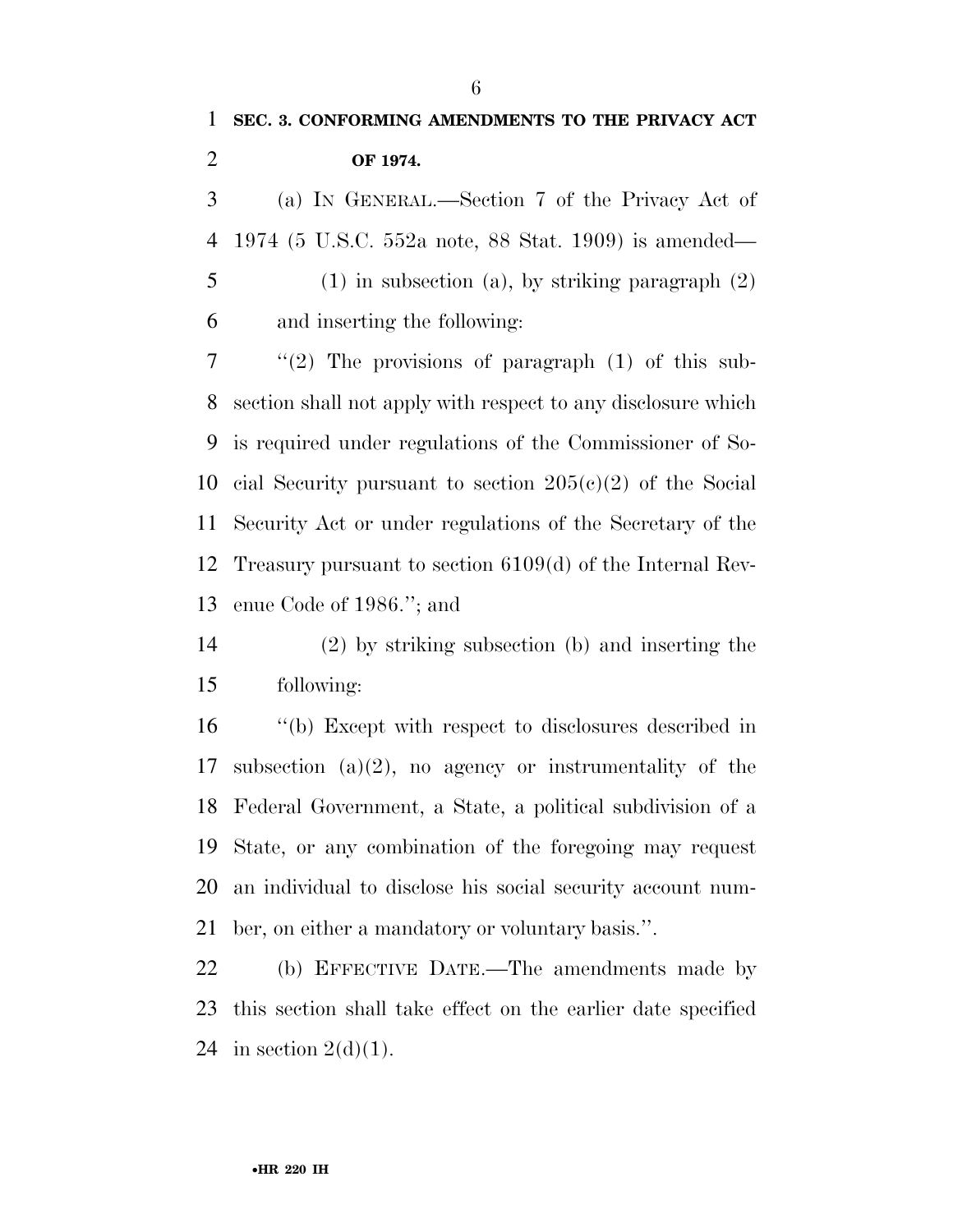**SEC. 3. CONFORMING AMENDMENTS TO THE PRIVACY ACT OF 1974.**

(a) IN GENERAL.—Section 7 of the Privacy Act of 1974 (5 U.S.C. 552a note, 88 Stat. 1909) is amended—

(1) in subsection (a), by striking paragraph (2) and inserting the following:

''(2) The provisions of paragraph (1) of this subsection shall not apply with respect to any disclosure which is required under regulations of the Commissioner of Social Security pursuant to section 205(c)(2) of the Social Security Act or under regulations of the Secretary of the Treasury pursuant to section 6109(d) of the Internal Revenue Code of 1986.''; and

(2) by striking subsection (b) and inserting the following:

''(b) Except with respect to disclosures described in subsection (a)(2), no agency or instrumentality of the Federal Government, a State, a political subdivision of a State, or any combination of the foregoing may request an individual to disclose his social security account number, on either a mandatory or voluntary basis.''.

(b) EFFECTIVE DATE.—The amendments made by this section shall take effect on the earlier date specified in section 2(d)(1).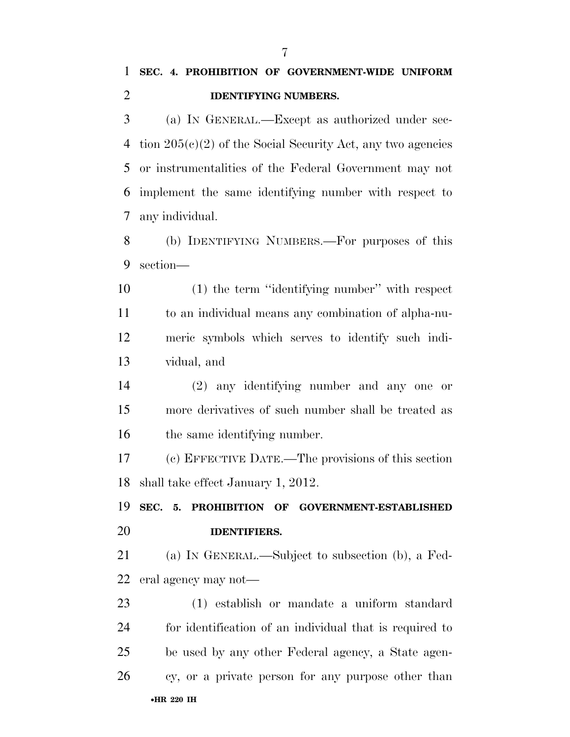**SEC. 4. PROHIBITION OF GOVERNMENT-WIDE UNIFORM IDENTIFYING NUMBERS.**

(a) IN GENERAL.—Except as authorized under section 205(c)(2) of the Social Security Act, any two agencies or instrumentalities of the Federal Government may not implement the same identifying number with respect to any individual.

(b) IDENTIFYING NUMBERS.—For purposes of this section—

(1) the term ''identifying number'' with respect to an individual means any combination of alpha-numeric symbols which serves to identify such individual, and

(2) any identifying number and any one or more derivatives of such number shall be treated as the same identifying number.

(c) EFFECTIVE DATE.—The provisions of this section shall take effect January 1, 2012.

**SEC. 5. PROHIBITION OF GOVERNMENT-ESTABLISHED IDENTIFIERS.**

(a) IN GENERAL.—Subject to subsection (b), a Federal agency may not—

(1) establish or mandate a uniform standard for identification of an individual that is required to be used by any other Federal agency, a State agency, or a private person for any purpose other than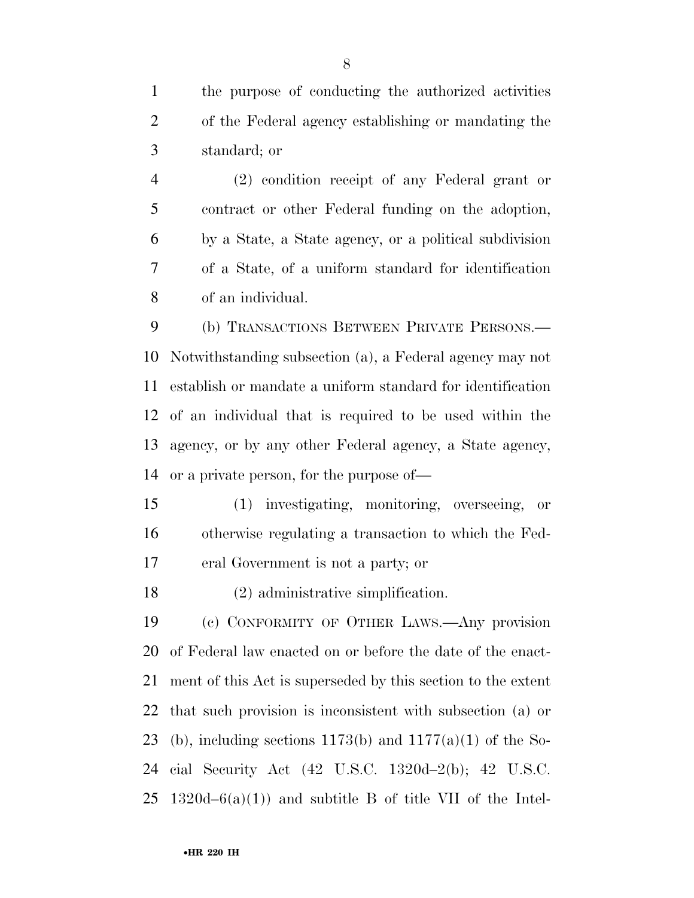the purpose of conducting the authorized activities of the Federal agency establishing or mandating the standard; or

(2) condition receipt of any Federal grant or contract or other Federal funding on the adoption, by a State, a State agency, or a political subdivision of a State, of a uniform standard for identification of an individual.

(b) TRANSACTIONS BETWEEN PRIVATE PERSONS.—Notwithstanding subsection (a), a Federal agency may not establish or mandate a uniform standard for identification of an individual that is required to be used within the agency, or by any other Federal agency, a State agency, or a private person, for the purpose of—

(1) investigating, monitoring, overseeing, or otherwise regulating a transaction to which the Federal Government is not a party; or

(2) administrative simplification.

(c) CONFORMITY OF OTHER LAWS.—Any provision of Federal law enacted on or before the date of the enactment of this Act is superseded by this section to the extent that such provision is inconsistent with subsection (a) or (b), including sections 1173(b) and 1177(a)(1) of the Social Security Act (42 U.S.C. 1320d–2(b); 42 U.S.C. 1320d–6(a)(1)) and subtitle B of title VII of the Intel-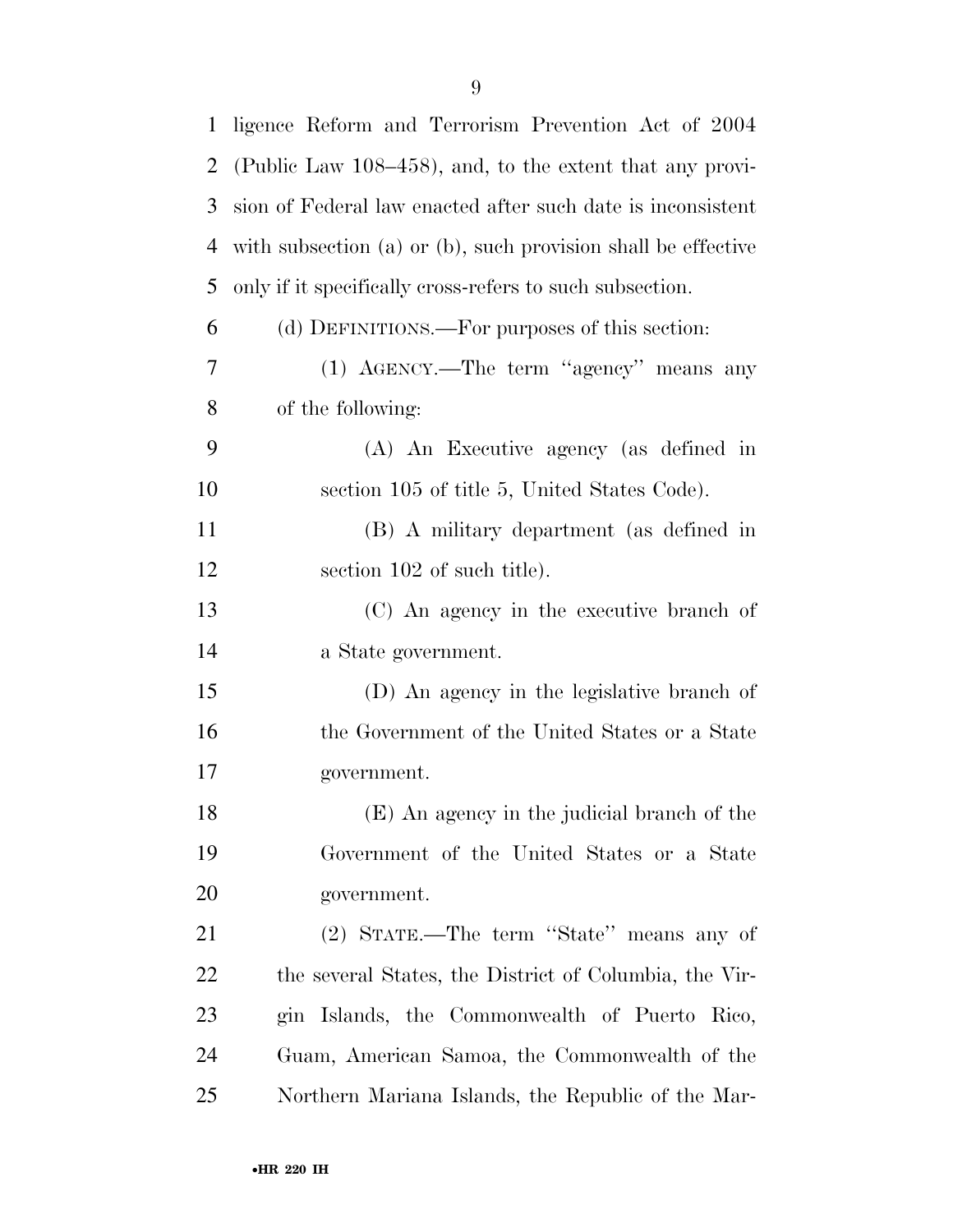ligence Reform and Terrorism Prevention Act of 2004 (Public Law 108–458), and, to the extent that any provision of Federal law enacted after such date is inconsistent with subsection (a) or (b), such provision shall be effective only if it specifically cross-refers to such subsection.

(d) DEFINITIONS.—For purposes of this section:

(1) AGENCY.—The term ''agency'' means any of the following:

(A) An Executive agency (as defined in section 105 of title 5, United States Code).

(B) A military department (as defined in section 102 of such title).

(C) An agency in the executive branch of a State government.

(D) An agency in the legislative branch of the Government of the United States or a State government.

(E) An agency in the judicial branch of the Government of the United States or a State government.

(2) STATE.—The term ''State'' means any of the several States, the District of Columbia, the Virgin Islands, the Commonwealth of Puerto Rico, Guam, American Samoa, the Commonwealth of the Northern Mariana Islands, the Republic of the Mar-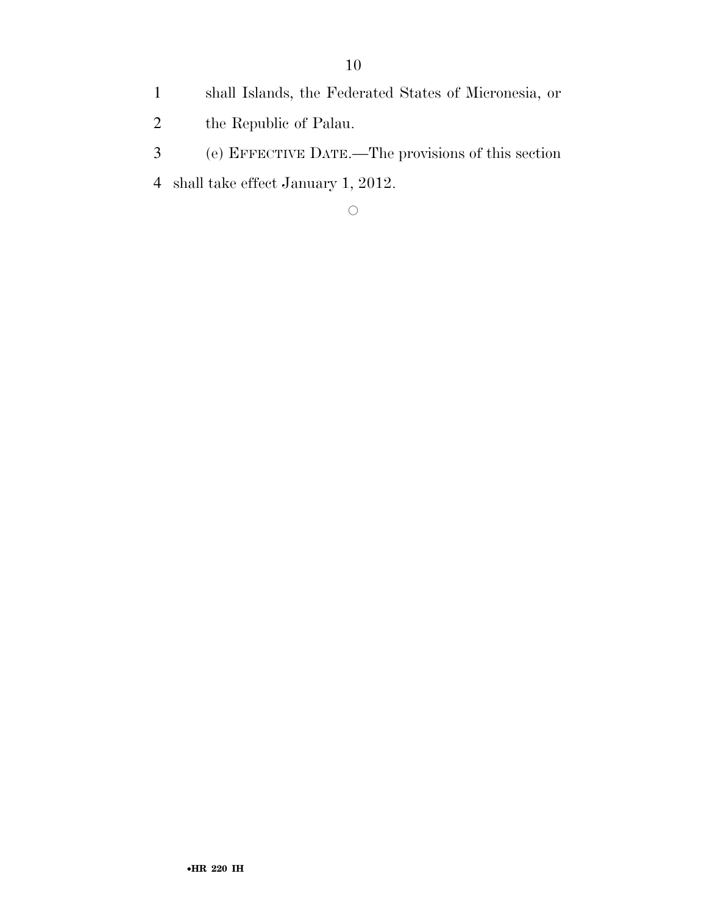shall Islands, the Federated States of Micronesia, or the Republic of Palau.

(e) EFFECTIVE DATE.—The provisions of this section shall take effect January 1, 2012.

○